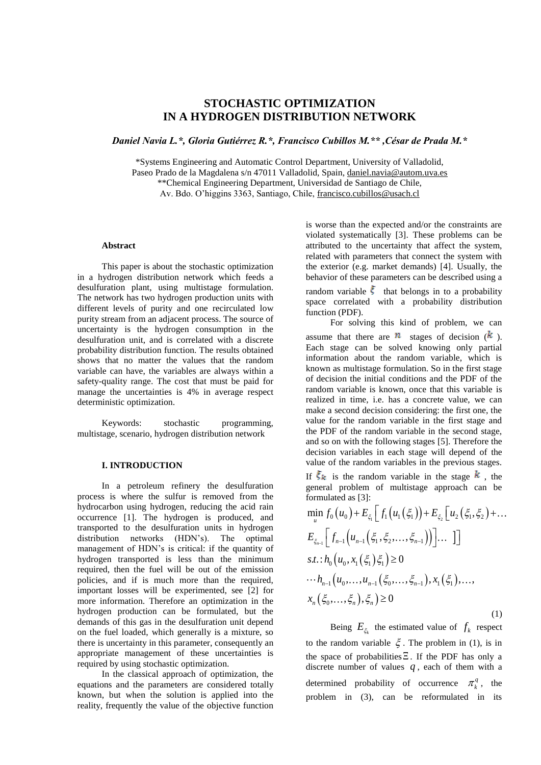# STOCHASTIC OPTIMIZATION IN A HYDROGEN DISTRIBUTION NETWORK

***Daniel Navia L.\*, Gloria Gutiérrez R.\*, Francisco Cubillos M.\*\* ,César de Prada M.\****

\*Systems Engineering and Automatic Control Department, University of Valladolid, Paseo Prado de la Magdalena s/n 47011 Valladolid, Spain, daniel.navia@autom.uva.es
\*\*Chemical Engineering Department, Universidad de Santiago de Chile, Av. Bdo. O'higgins 3363, Santiago, Chile, francisco.cubillos@usach.cl

**Abstract**

This paper is about the stochastic optimization in a hydrogen distribution network which feeds a desulfuration plant, using multistage formulation. The network has two hydrogen production units with different levels of purity and one recirculated low purity stream from an adjacent process. The source of uncertainty is the hydrogen consumption in the desulfuration unit, and is correlated with a discrete probability distribution function. The results obtained shows that no matter the values that the random variable can have, the variables are always within a safety-quality range. The cost that must be paid for manage the uncertainties is 4% in average respect deterministic optimization.

Keywords: stochastic programming, multistage, scenario, hydrogen distribution network

**I. INTRODUCTION**

In a petroleum refinery the desulfuration process is where the sulfur is removed from the hydrocarbon using hydrogen, reducing the acid rain occurrence [1]. The hydrogen is produced, and transported to the desulfuration units in hydrogen distribution networks (HDN's). The optimal management of HDN's is critical: if the quantity of hydrogen transported is less than the minimum required, then the fuel will be out of the emission policies, and if is much more than the required, important losses will be experimented, see [2] for more information. Therefore an optimization in the hydrogen production can be formulated, but the demands of this gas in the desulfuration unit depend on the fuel loaded, which generally is a mixture, so there is uncertainty in this parameter, consequently an appropriate management of these uncertainties is required by using stochastic optimization.

In the classical approach of optimization, the equations and the parameters are considered totally known, but when the solution is applied into the reality, frequently the value of the objective function is worse than the expected and/or the constraints are violated systematically [3]. These problems can be attributed to the uncertainty that affect the system, related with parameters that connect the system with the exterior (e.g. market demands) [4]. Usually, the behavior of these parameters can be described using a random variable $\xi$ that belongs in to a probability space correlated with a probability distribution function (PDF).

For solving this kind of problem, we can assume that there are $n$ stages of decision ($k$). Each stage can be solved knowing only partial information about the random variable, which is known as multistage formulation. So in the first stage of decision the initial conditions and the PDF of the random variable is known, once that this variable is realized in time, i.e. has a concrete value, we can make a second decision considering: the first one, the value for the random variable in the first stage and the PDF of the random variable in the second stage, and so on with the following stages [5]. Therefore the decision variables in each stage will depend of the value of the random variables in the previous stages. If $\xi_k$ is the random variable in the stage $k$, the general problem of multistage approach can be formulated as [3]:

$$
\begin{aligned}
&\min_{u} f_0\left(u_0\right)+E_{\xi_1}\left[ f_1\left(u_1\left(\xi_1\right)\right)+E_{\xi_2}\left[u_2\left(\xi_1,\xi_2\right)+\dots\right.\right.\\
&\left.\left.E_{\xi_{n-1}}\left[ f_{n-1}\left(u_{n-1}\left(\xi_1,\xi_2,\dots,\xi_{n-1}\right)\right)\right]\dots\ \right]\right]\\
&s.t.: h_0\left(u_0,x_1\left(\xi_1\right)\xi_1\right)\geq 0\\
&\cdots h_{n-1}\left(u_0,\dots,u_{n-1}\left(\xi_0,\dots,\xi_{n-1}\right),x_1\left(\xi_1\right),\dots,\right.\\
&\left.x_n\left(\xi_0,\dots,\xi_n\right),\xi_n\right)\geq 0
\end{aligned}
\tag{1}
$$

Being $E_{\xi_k}$ the estimated value of $f_k$ respect to the random variable $\xi$. The problem in (1), is in the space of probabilities $\Xi$. If the PDF has only a discrete number of values $q$, each of them with a determined probability of occurrence $\pi_k^q$, the problem in (3), can be reformulated in its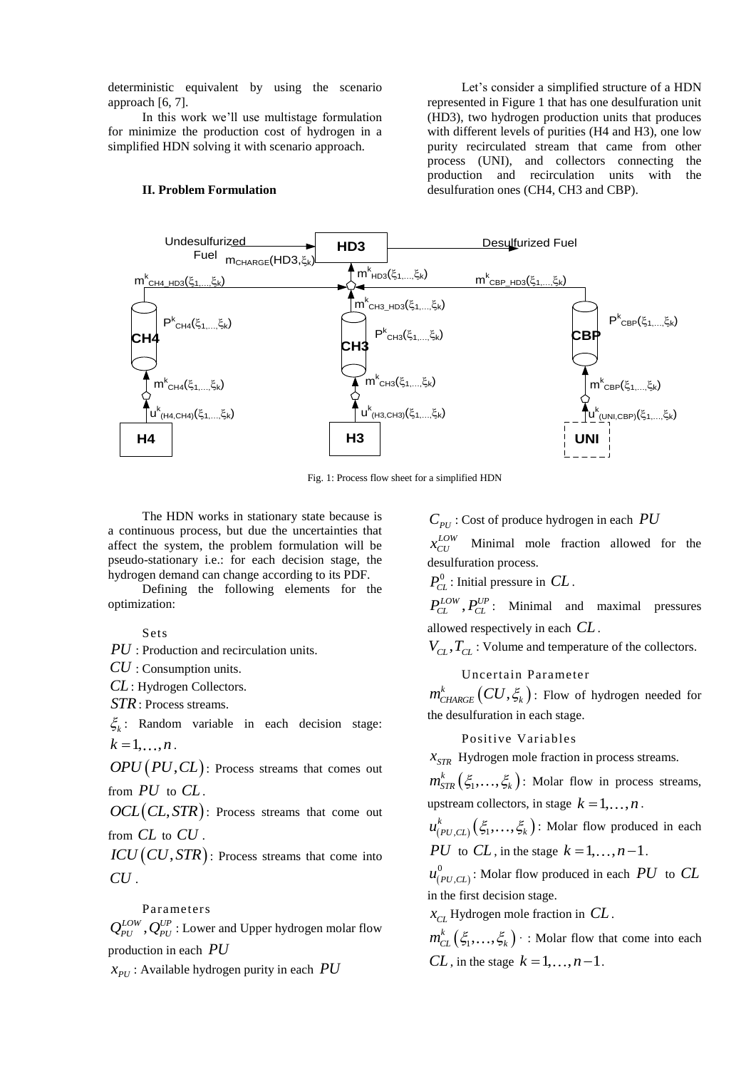deterministic equivalent by using the scenario approach [6, 7].

In this work we'll use multistage formulation for minimize the production cost of hydrogen in a simplified HDN solving it with scenario approach.

## II. Problem Formulation

Let's consider a simplified structure of a HDN represented in Figure 1 that has one desulfuration unit (HD3), two hydrogen production units that produces with different levels of purities (H4 and H3), one low purity recirculated stream that came from other process (UNI), and collectors connecting the production and recirculation units with the desulfuration ones (CH4, CH3 and CBP).

Fig. 1: Process flow sheet for a simplified HDN

The HDN works in stationary state because is a continuous process, but due the uncertainties that affect the system, the problem formulation will be pseudo-stationary i.e.: for each decision stage, the hydrogen demand can change according to its PDF.

Defining the following elements for the optimization:

### Sets

$PU$ : Production and recirculation units.

$CU$ : Consumption units.

$CL$ : Hydrogen Collectors.

$STR$ : Process streams.

$\xi_k$ : Random variable in each decision stage: $k = 1, \ldots, n$.

$OPU(PU, CL)$ : Process streams that comes out from $PU$ to $CL$.

$OCL(CL, STR)$ : Process streams that come out from $CL$ to $CU$.

$ICU(CU, STR)$ : Process streams that come into $CU$.

### Parameters

$Q_{PU}^{LOW}, Q_{PU}^{UP}$ : Lower and Upper hydrogen molar flow production in each $PU$

$x_{PU}$ : Available hydrogen purity in each $PU$

$C_{PU}$ : Cost of produce hydrogen in each $PU$

$x_{CU}^{LOW}$ Minimal mole fraction allowed for the desulfuration process.

$P_{CL}^{0}$ : Initial pressure in $CL$.

$P_{CL}^{LOW}, P_{CL}^{UP}$ : Minimal and maximal pressures allowed respectively in each $CL$.

$V_{CL}, T_{CL}$ : Volume and temperature of the collectors.

### Uncertain Parameter

$m_{CHARGE}^{k}(CU, \xi_k)$ : Flow of hydrogen needed for the desulfuration in each stage.

### Positive Variables

$x_{STR}$ Hydrogen mole fraction in process streams.

$m_{STR}^{k}(\xi_1, \ldots, \xi_k)$ : Molar flow in process streams, upstream collectors, in stage $k = 1, \ldots, n$.

$u_{(PU,CL)}^{k}(\xi_1, \ldots, \xi_k)$ : Molar flow produced in each $PU$ to $CL$, in the stage $k = 1, \ldots, n-1$.

$u_{(PU,CL)}^{0}$ : Molar flow produced in each $PU$ to $CL$ in the first decision stage.

$x_{CL}$ Hydrogen mole fraction in $CL$.

$m_{CL}^{k}(\xi_1, \ldots, \xi_k)$ : Molar flow that come into each $CL$, in the stage $k = 1, \ldots, n-1$.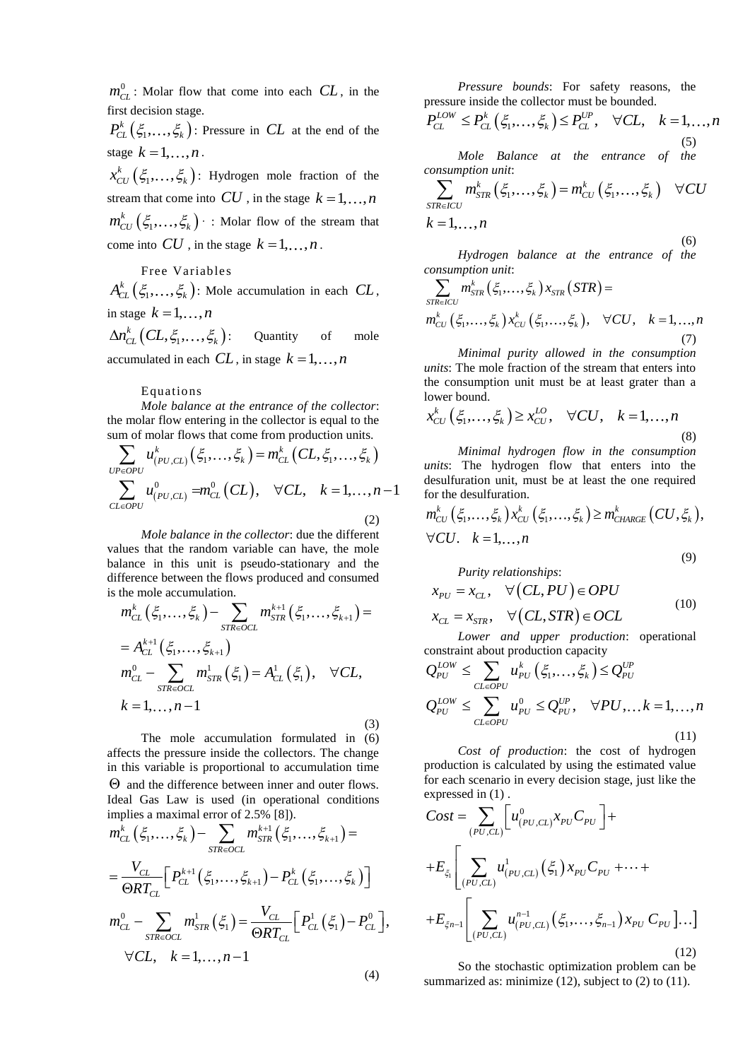$m_{CL}^{0}$: Molar flow that come into each $CL$, in the first decision stage.

$P_{CL}^{k}\left(\xi_1,\ldots,\xi_k\right)$: Pressure in $CL$ at the end of the stage $k=1,\ldots,n$.

$x_{CU}^{k}\left(\xi_1,\ldots,\xi_k\right)$: Hydrogen mole fraction of the stream that come into $CU$, in the stage $k=1,\ldots,n$

$m_{CU}^{k}\left(\xi_1,\ldots,\xi_k\right)$ · : Molar flow of the stream that come into $CU$, in the stage $k=1,\ldots,n$.

Free Variables

$A_{CL}^{k}\left(\xi_1,\ldots,\xi_k\right)$: Mole accumulation in each $CL$, in stage $k=1,\ldots,n$

$\Delta n_{CL}^{k}\left(CL,\xi_1,\ldots,\xi_k\right)$: Quantity of mole accumulated in each $CL$, in stage $k=1,\ldots,n$

Equations

*Mole balance at the entrance of the collector*: the molar flow entering in the collector is equal to the sum of molar flows that come from production units.

$$\sum_{UP\in OPU} u_{(PU,CL)}^{k}\left(\xi_1,\ldots,\xi_k\right)=m_{CL}^{k}\left(CL,\xi_1,\ldots,\xi_k\right)$$
$$\sum_{CL\in OPU} u_{(PU,CL)}^{0}=m_{CL}^{0}\left(CL\right),\quad \forall CL,\quad k=1,\ldots,n-1 \tag{2}$$

*Mole balance in the collector*: due the different values that the random variable can have, the mole balance in this unit is pseudo-stationary and the difference between the flows produced and consumed is the mole accumulation.

$$m_{CL}^{k}\left(\xi_1,\ldots,\xi_k\right)-\sum_{STR\in OCL} m_{STR}^{k+1}\left(\xi_1,\ldots,\xi_{k+1}\right)=$$
$$=A_{CL}^{k+1}\left(\xi_1,\ldots,\xi_{k+1}\right)$$
$$m_{CL}^{0}-\sum_{STR\in OCL} m_{STR}^{1}\left(\xi_1\right)=A_{CL}^{1}\left(\xi_1\right),\quad \forall CL,$$
$$k=1,\ldots,n-1 \tag{3}$$

The mole accumulation formulated in (6) affects the pressure inside the collectors. The change in this variable is proportional to accumulation time $\Theta$ and the difference between inner and outer flows. Ideal Gas Law is used (in operational conditions implies a maximal error of 2.5% [8]).

$$m_{CL}^{k}\left(\xi_1,\ldots,\xi_k\right)-\sum_{STR\in OCL} m_{STR}^{k+1}\left(\xi_1,\ldots,\xi_{k+1}\right)=$$
$$=\frac{V_{CL}}{\Theta RT_{CL}}\left[P_{CL}^{k+1}\left(\xi_1,\ldots,\xi_{k+1}\right)-P_{CL}^{k}\left(\xi_1,\ldots,\xi_k\right)\right]$$
$$m_{CL}^{0}-\sum_{STR\in OCL} m_{STR}^{1}\left(\xi_1\right)=\frac{V_{CL}}{\Theta RT_{CL}}\left[P_{CL}^{1}\left(\xi_1\right)-P_{CL}^{0}\right],$$
$$\forall CL,\quad k=1,\ldots,n-1 \tag{4}$$

*Pressure bounds*: For safety reasons, the pressure inside the collector must be bounded.

$$P_{CL}^{LOW}\leq P_{CL}^{k}\left(\xi_1,\ldots,\xi_k\right)\leq P_{CL}^{UP},\quad \forall CL,\quad k=1,\ldots,n \tag{5}$$

*Mole Balance at the entrance of the consumption unit*:

$$\sum_{STR\in ICU} m_{STR}^{k}\left(\xi_1,\ldots,\xi_k\right)=m_{CU}^{k}\left(\xi_1,\ldots,\xi_k\right)\quad \forall CU$$
$$k=1,\ldots,n \tag{6}$$

*Hydrogen balance at the entrance of the consumption unit*:

$$\sum_{STR\in ICU} m_{STR}^{k}\left(\xi_1,\ldots,\xi_k\right)x_{STR}\left(STR\right)=$$
$$m_{CU}^{k}\left(\xi_1,\ldots,\xi_k\right)x_{CU}^{k}\left(\xi_1,\ldots,\xi_k\right),\quad \forall CU,\quad k=1,\ldots,n \tag{7}$$

*Minimal purity allowed in the consumption units*: The mole fraction of the stream that enters into the consumption unit must be at least grater than a lower bound.

$$x_{CU}^{k}\left(\xi_1,\ldots,\xi_k\right)\geq x_{CU}^{LO},\quad \forall CU,\quad k=1,\ldots,n \tag{8}$$

*Minimal hydrogen flow in the consumption units*: The hydrogen flow that enters into the desulfuration unit, must be at least the one required for the desulfuration.

$$m_{CU}^{k}\left(\xi_1,\ldots,\xi_k\right)x_{CU}^{k}\left(\xi_1,\ldots,\xi_k\right)\geq m_{CHARGE}^{k}\left(CU,\xi_k\right),$$
$$\forall CU.\quad k=1,\ldots,n \tag{9}$$

*Purity relationships*:

$$x_{PU}=x_{CL},\quad \forall\left(CL,PU\right)\in OPU$$
$$x_{CL}=x_{STR},\quad \forall\left(CL,STR\right)\in OCL \tag{10}$$

*Lower and upper production*: operational constraint about production capacity

$$Q_{PU}^{LOW}\leq \sum_{CL\in OPU} u_{PU}^{k}\left(\xi_1,\ldots,\xi_k\right)\leq Q_{PU}^{UP}$$
$$Q_{PU}^{LOW}\leq \sum_{CL\in OPU} u_{PU}^{0}\leq Q_{PU}^{UP},\quad \forall PU,\ldots k=1,\ldots,n \tag{11}$$

*Cost of production*: the cost of hydrogen production is calculated by using the estimated value for each scenario in every decision stage, just like the expressed in (1).

$$Cost=\sum_{(PU,CL)}\left[u_{(PU,CL)}^{0}x_{PU}C_{PU}\right]+$$
$$+E_{\xi_1}\left[\sum_{(PU,CL)} u_{(PU,CL)}^{1}\left(\xi_1\right)x_{PU}C_{PU}+\cdots+\right.$$
$$\left.+E_{\xi n-1}\left[\sum_{(PU,CL)} u_{(PU,CL)}^{n-1}\left(\xi_1,\ldots,\xi_{n-1}\right)x_{PU}\,C_{PU}\right]\ldots\right] \tag{12}$$

So the stochastic optimization problem can be summarized as: minimize (12), subject to (2) to (11).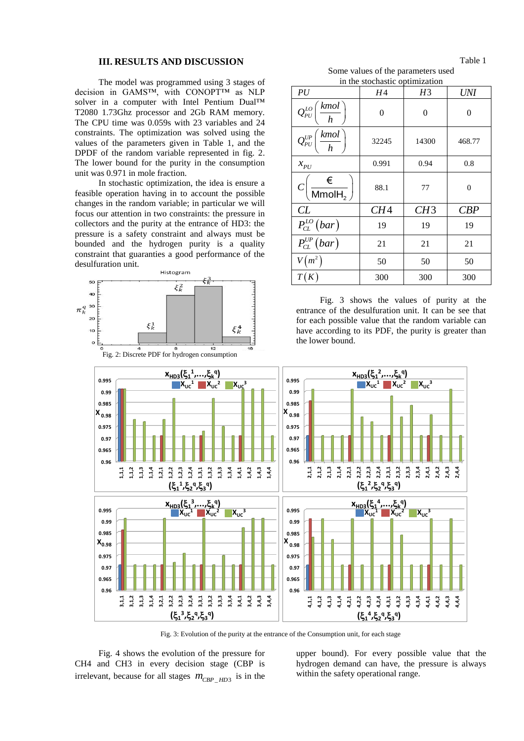## III. RESULTS AND DISCUSSION

The model was programmed using 3 stages of decision in GAMS™, with CONOPT™ as NLP solver in a computer with Intel Pentium Dual™ T2080 1.73Ghz processor and 2Gb RAM memory. The CPU time was 0.059s with 23 variables and 24 constraints. The optimization was solved using the values of the parameters given in Table 1, and the DPDF of the random variable represented in fig. 2. The lower bound for the purity in the consumption unit was 0.971 in mole fraction.

In stochastic optimization, the idea is ensure a feasible operation having in to account the possible changes in the random variable; in particular we will focus our attention in two constraints: the pressure in collectors and the purity at the entrance of HD3: the pressure is a safety constraint and always must be bounded and the hydrogen purity is a quality constraint that guaranties a good performance of the desulfuration unit.

Fig. 2: Discrete PDF for hydrogen consumption

Table 1

Some values of the parameters used in the stochastic optimization

| *PU* | *H*4 | *H*3 | *UNI* |
|---|---|---|---|
| $Q_{PU}^{LO}\left(\frac{kmol}{h}\right)$ | 0 | 0 | 0 |
| $Q_{PU}^{UP}\left(\frac{kmol}{h}\right)$ | 32245 | 14300 | 468.77 |
| $x_{PU}$ | 0.991 | 0.94 | 0.8 |
| $C\left(\frac{€}{MmolH_2}\right)$ | 88.1 | 77 | 0 |
| *CL* | *CH*4 | *CH*3 | *CBP* |
| $P_{CL}^{LO}(bar)$ | 19 | 19 | 19 |
| $P_{CL}^{UP}(bar)$ | 21 | 21 | 21 |
| $V(m^2)$ | 50 | 50 | 50 |
| $T(K)$ | 300 | 300 | 300 |

Fig. 3 shows the values of purity at the entrance of the desulfuration unit. It can be see that for each possible value that the random variable can have according to its PDF, the purity is greater than the lower bound.

Fig. 3: Evolution of the purity at the entrance of the Consumption unit, for each stage

Fig. 4 shows the evolution of the pressure for CH4 and CH3 in every decision stage (CBP is irrelevant, because for all stages $m_{CBP\_HD3}$ is in the upper bound). For every possible value that the hydrogen demand can have, the pressure is always within the safety operational range.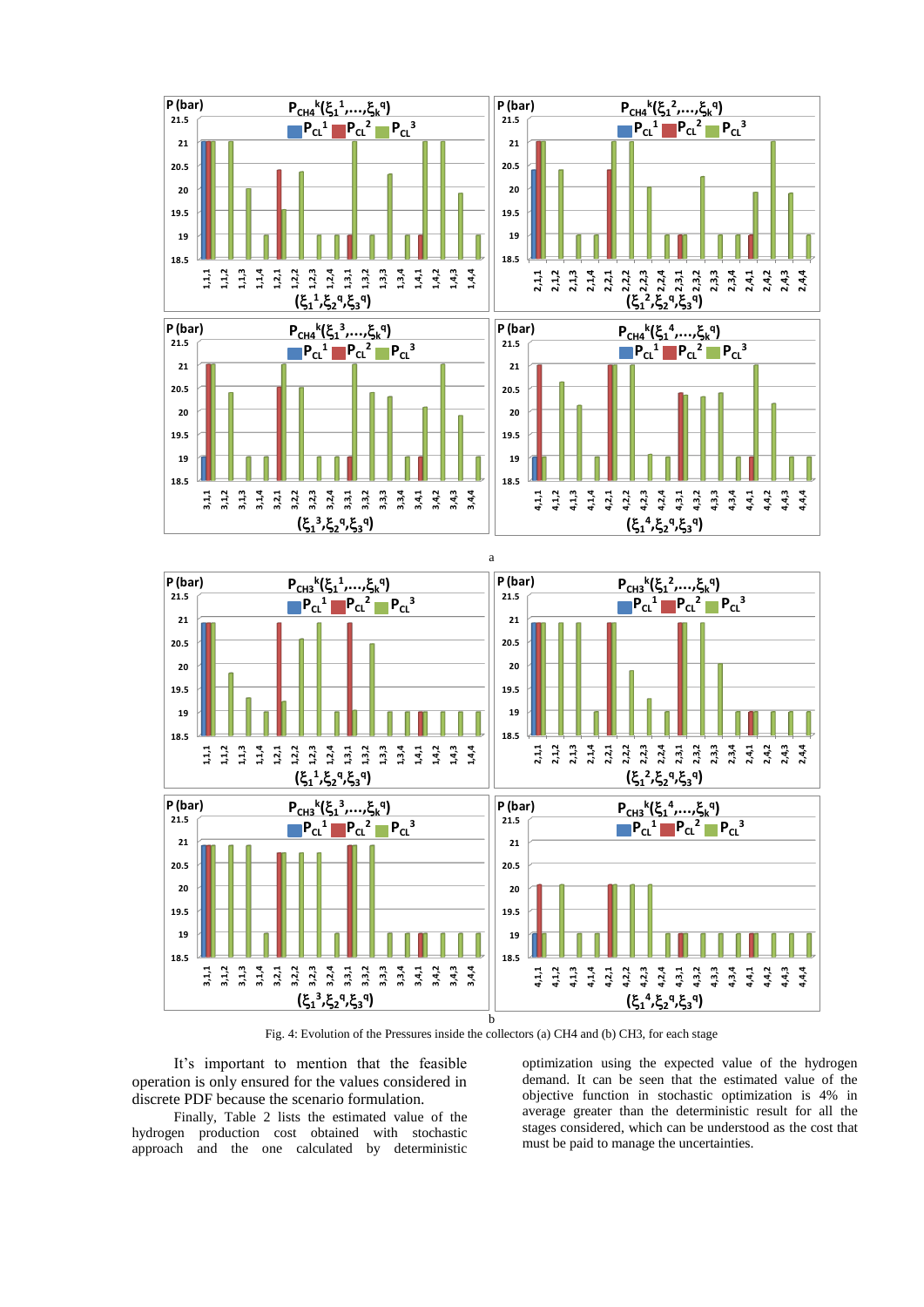a

b

Fig. 4: Evolution of the Pressures inside the collectors (a) CH4 and (b) CH3, for each stage

It's important to mention that the feasible operation is only ensured for the values considered in discrete PDF because the scenario formulation.

Finally, Table 2 lists the estimated value of the hydrogen production cost obtained with stochastic approach and the one calculated by deterministic optimization using the expected value of the hydrogen demand. It can be seen that the estimated value of the objective function in stochastic optimization is 4% in average greater than the deterministic result for all the stages considered, which can be understood as the cost that must be paid to manage the uncertainties.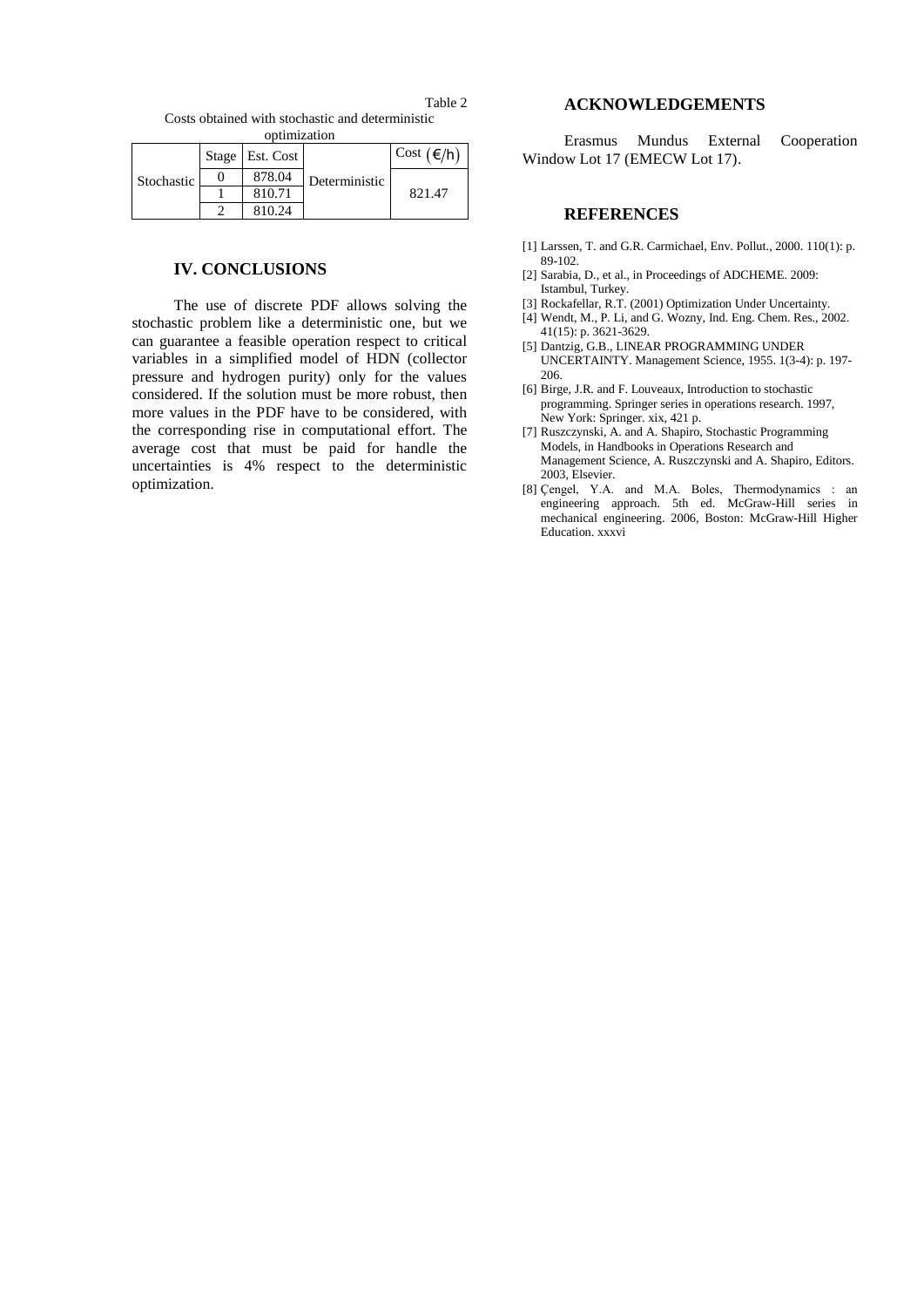Table 2

Costs obtained with stochastic and deterministic optimization

| | Stage | Est. Cost | | Cost (€/h) |
|---|---|---|---|---|
| Stochastic | 0 | 878.04 | Deterministic | 821.47 |
| | 1 | 810.71 | | |
| | 2 | 810.24 | | |

## IV. CONCLUSIONS

The use of discrete PDF allows solving the stochastic problem like a deterministic one, but we can guarantee a feasible operation respect to critical variables in a simplified model of HDN (collector pressure and hydrogen purity) only for the values considered. If the solution must be more robust, then more values in the PDF have to be considered, with the corresponding rise in computational effort. The average cost that must be paid for handle the uncertainties is 4% respect to the deterministic optimization.

## ACKNOWLEDGEMENTS

Erasmus Mundus External Cooperation Window Lot 17 (EMECW Lot 17).

## REFERENCES

[1] Larssen, T. and G.R. Carmichael, Env. Pollut., 2000. 110(1): p. 89-102.

[2] Sarabia, D., et al., in Proceedings of ADCHEME. 2009: Istambul, Turkey.

[3] Rockafellar, R.T. (2001) Optimization Under Uncertainty.

[4] Wendt, M., P. Li, and G. Wozny, Ind. Eng. Chem. Res., 2002. 41(15): p. 3621-3629.

[5] Dantzig, G.B., LINEAR PROGRAMMING UNDER UNCERTAINTY. Management Science, 1955. 1(3-4): p. 197-206.

[6] Birge, J.R. and F. Louveaux, Introduction to stochastic programming. Springer series in operations research. 1997, New York: Springer. xix, 421 p.

[7] Ruszczynski, A. and A. Shapiro, Stochastic Programming Models, in Handbooks in Operations Research and Management Science, A. Ruszczynski and A. Shapiro, Editors. 2003, Elsevier.

[8] Çengel, Y.A. and M.A. Boles, Thermodynamics : an engineering approach. 5th ed. McGraw-Hill series in mechanical engineering. 2006, Boston: McGraw-Hill Higher Education. xxxvi